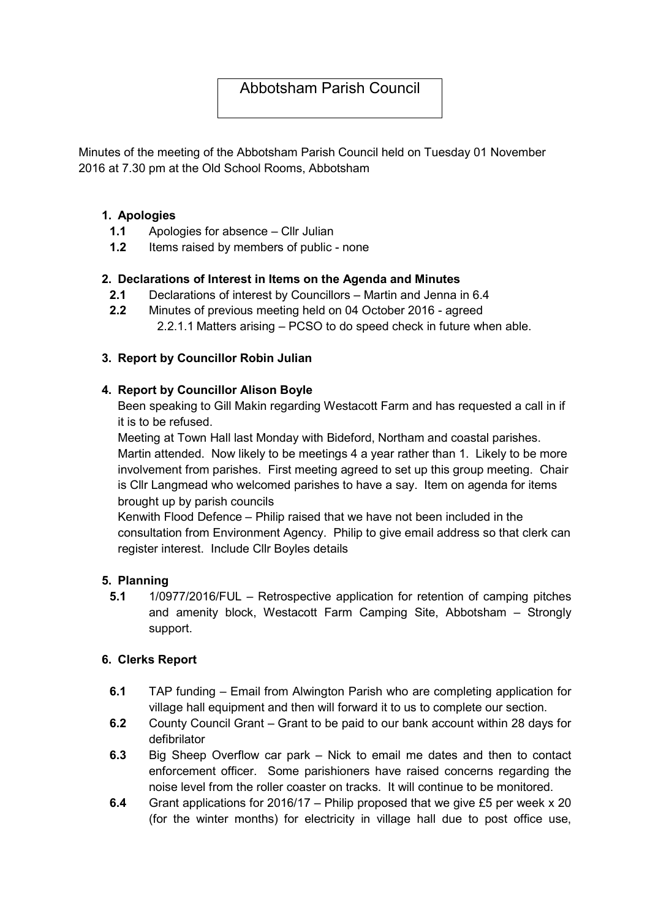# Abbotsham Parish Council

Minutes of the meeting of the Abbotsham Parish Council held on Tuesday 01 November 2016 at 7.30 pm at the Old School Rooms, Abbotsham

1. **Apologies**
   - **1.1** Apologies for absence – Cllr Julian
   - **1.2** Items raised by members of public - none

2. **Declarations of Interest in Items on the Agenda and Minutes**
   - **2.1** Declarations of interest by Councillors – Martin and Jenna in 6.4
   - **2.2** Minutes of previous meeting held on 04 October 2016 - agreed
     - 2.2.1.1 Matters arising – PCSO to do speed check in future when able.

3. **Report by Councillor Robin Julian**

4. **Report by Councillor Alison Boyle**

   Been speaking to Gill Makin regarding Westacott Farm and has requested a call in if it is to be refused.

   Meeting at Town Hall last Monday with Bideford, Northam and coastal parishes. Martin attended. Now likely to be meetings 4 a year rather than 1. Likely to be more involvement from parishes. First meeting agreed to set up this group meeting. Chair is Cllr Langmead who welcomed parishes to have a say. Item on agenda for items brought up by parish councils

   Kenwith Flood Defence – Philip raised that we have not been included in the consultation from Environment Agency. Philip to give email address so that clerk can register interest. Include Cllr Boyles details

5. **Planning**
   - **5.1** 1/0977/2016/FUL – Retrospective application for retention of camping pitches and amenity block, Westacott Farm Camping Site, Abbotsham – Strongly support.

6. **Clerks Report**
   - **6.1** TAP funding – Email from Alwington Parish who are completing application for village hall equipment and then will forward it to us to complete our section.
   - **6.2** County Council Grant – Grant to be paid to our bank account within 28 days for defibrilator
   - **6.3** Big Sheep Overflow car park – Nick to email me dates and then to contact enforcement officer. Some parishioners have raised concerns regarding the noise level from the roller coaster on tracks. It will continue to be monitored.
   - **6.4** Grant applications for 2016/17 – Philip proposed that we give £5 per week x 20 (for the winter months) for electricity in village hall due to post office use,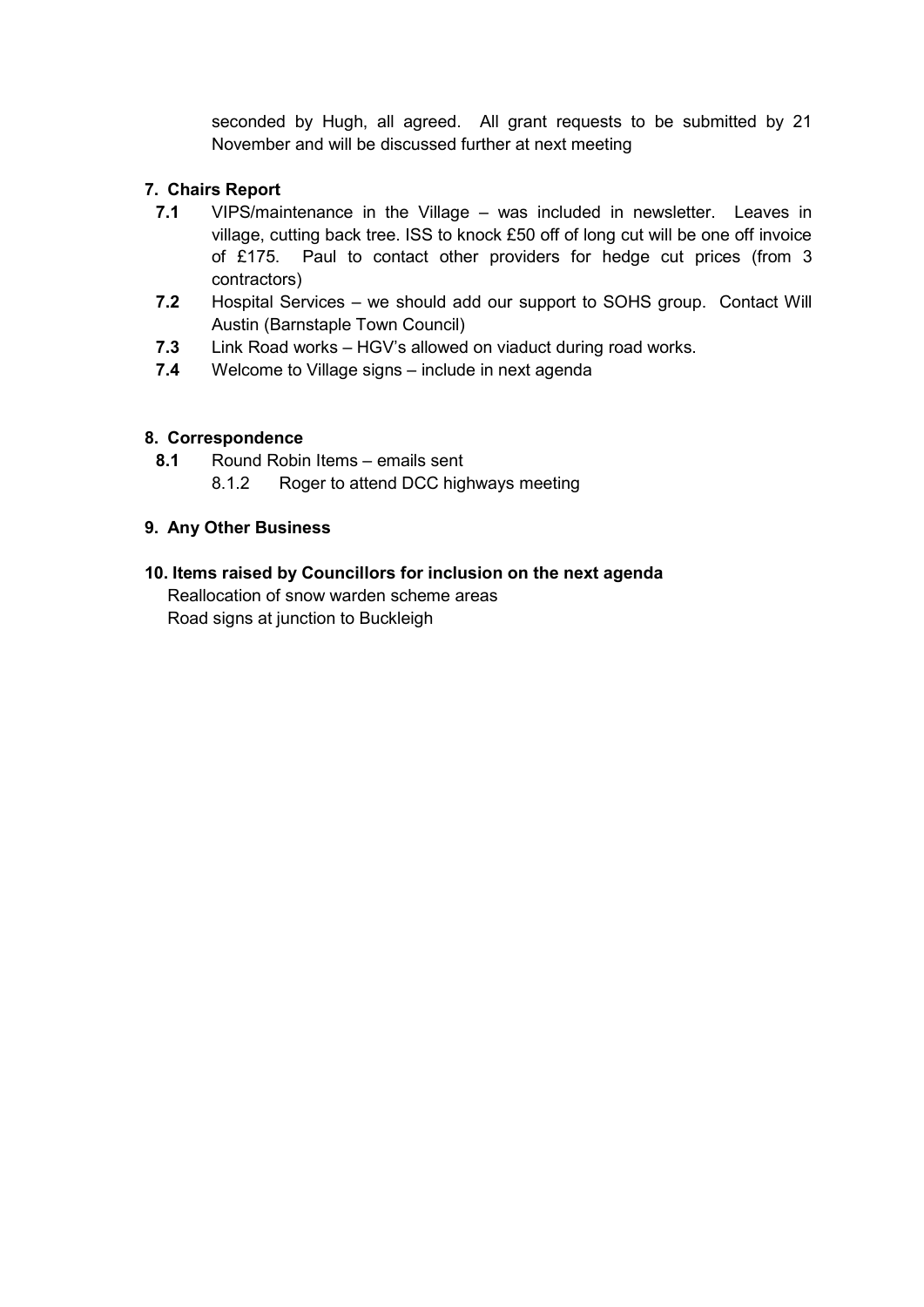seconded by Hugh, all agreed. All grant requests to be submitted by 21 November and will be discussed further at next meeting

**7. Chairs Report**

- **7.1** VIPS/maintenance in the Village – was included in newsletter. Leaves in village, cutting back tree. ISS to knock £50 off of long cut will be one off invoice of £175. Paul to contact other providers for hedge cut prices (from 3 contractors)
- **7.2** Hospital Services – we should add our support to SOHS group. Contact Will Austin (Barnstaple Town Council)
- **7.3** Link Road works – HGV's allowed on viaduct during road works.
- **7.4** Welcome to Village signs – include in next agenda

**8. Correspondence**

- **8.1** Round Robin Items – emails sent
  - 8.1.2 Roger to attend DCC highways meeting

**9. Any Other Business**

**10. Items raised by Councillors for inclusion on the next agenda**

Reallocation of snow warden scheme areas

Road signs at junction to Buckleigh